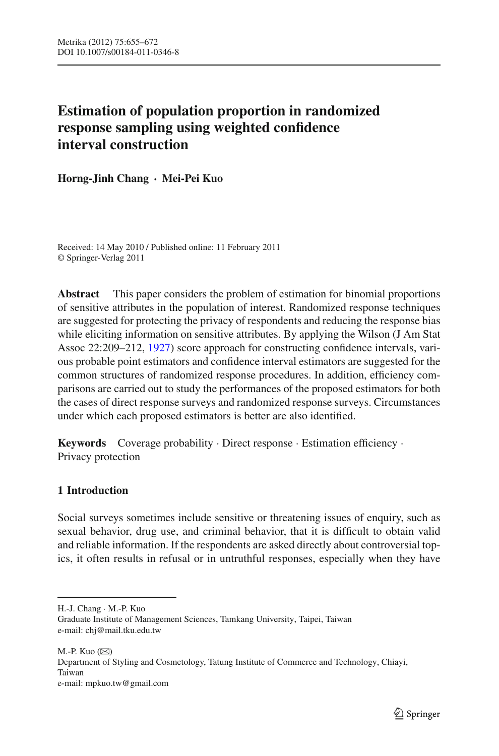# Estimation of population proportion in randomized response sampling using weighted confidence interval construction

**Horng-Jinh Chang · Mei-Pei Kuo**

Received: 14 May 2010 / Published online: 11 February 2011
© Springer-Verlag 2011

**Abstract** This paper considers the problem of estimation for binomial proportions of sensitive attributes in the population of interest. Randomized response techniques are suggested for protecting the privacy of respondents and reducing the response bias while eliciting information on sensitive attributes. By applying the Wilson (J Am Stat Assoc 22:209–212, 1927) score approach for constructing confidence intervals, various probable point estimators and confidence interval estimators are suggested for the common structures of randomized response procedures. In addition, efficiency comparisons are carried out to study the performances of the proposed estimators for both the cases of direct response surveys and randomized response surveys. Circumstances under which each proposed estimators is better are also identified.

**Keywords** Coverage probability · Direct response · Estimation efficiency · Privacy protection

## 1 Introduction

Social surveys sometimes include sensitive or threatening issues of enquiry, such as sexual behavior, drug use, and criminal behavior, that it is difficult to obtain valid and reliable information. If the respondents are asked directly about controversial topics, it often results in refusal or in untruthful responses, especially when they have

---

H.-J. Chang · M.-P. Kuo
Graduate Institute of Management Sciences, Tamkang University, Taipei, Taiwan
e-mail: chj@mail.tku.edu.tw

M.-P. Kuo (✉)
Department of Styling and Cosmetology, Tatung Institute of Commerce and Technology, Chiayi, Taiwan
e-mail: mpkuo.tw@gmail.com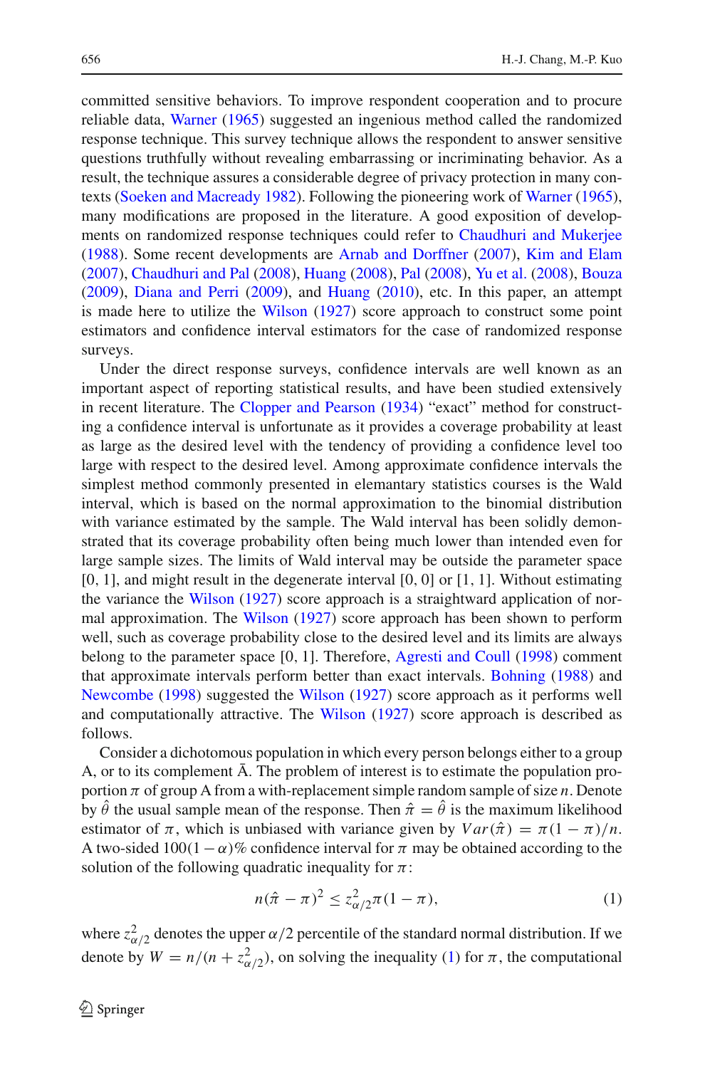committed sensitive behaviors. To improve respondent cooperation and to procure reliable data, Warner (1965) suggested an ingenious method called the randomized response technique. This survey technique allows the respondent to answer sensitive questions truthfully without revealing embarrassing or incriminating behavior. As a result, the technique assures a considerable degree of privacy protection in many contexts (Soeken and Macready 1982). Following the pioneering work of Warner (1965), many modifications are proposed in the literature. A good exposition of developments on randomized response techniques could refer to Chaudhuri and Mukerjee (1988). Some recent developments are Arnab and Dorffner (2007), Kim and Elam (2007), Chaudhuri and Pal (2008), Huang (2008), Pal (2008), Yu et al. (2008), Bouza (2009), Diana and Perri (2009), and Huang (2010), etc. In this paper, an attempt is made here to utilize the Wilson (1927) score approach to construct some point estimators and confidence interval estimators for the case of randomized response surveys.

Under the direct response surveys, confidence intervals are well known as an important aspect of reporting statistical results, and have been studied extensively in recent literature. The Clopper and Pearson (1934) "exact" method for constructing a confidence interval is unfortunate as it provides a coverage probability at least as large as the desired level with the tendency of providing a confidence level too large with respect to the desired level. Among approximate confidence intervals the simplest method commonly presented in elemantary statistics courses is the Wald interval, which is based on the normal approximation to the binomial distribution with variance estimated by the sample. The Wald interval has been solidly demonstrated that its coverage probability often being much lower than intended even for large sample sizes. The limits of Wald interval may be outside the parameter space [0, 1], and might result in the degenerate interval [0, 0] or [1, 1]. Without estimating the variance the Wilson (1927) score approach is a straightward application of normal approximation. The Wilson (1927) score approach has been shown to perform well, such as coverage probability close to the desired level and its limits are always belong to the parameter space [0, 1]. Therefore, Agresti and Coull (1998) comment that approximate intervals perform better than exact intervals. Bohning (1988) and Newcombe (1998) suggested the Wilson (1927) score approach as it performs well and computationally attractive. The Wilson (1927) score approach is described as follows.

Consider a dichotomous population in which every person belongs either to a group A, or to its complement Ā. The problem of interest is to estimate the population proportion $\pi$ of group A from a with-replacement simple random sample of size $n$. Denote by $\hat{\theta}$ the usual sample mean of the response. Then $\hat{\pi} = \hat{\theta}$ is the maximum likelihood estimator of $\pi$, which is unbiased with variance given by $Var(\hat{\pi}) = \pi(1-\pi)/n$. A two-sided $100(1-\alpha)\%$ confidence interval for $\pi$ may be obtained according to the solution of the following quadratic inequality for $\pi$:

$$n(\hat{\pi} - \pi)^2 \leq z_{\alpha/2}^2 \pi(1-\pi), \tag{1}$$

where $z_{\alpha/2}^2$ denotes the upper $\alpha/2$ percentile of the standard normal distribution. If we denote by $W = n/(n + z_{\alpha/2}^2)$, on solving the inequality (1) for $\pi$, the computational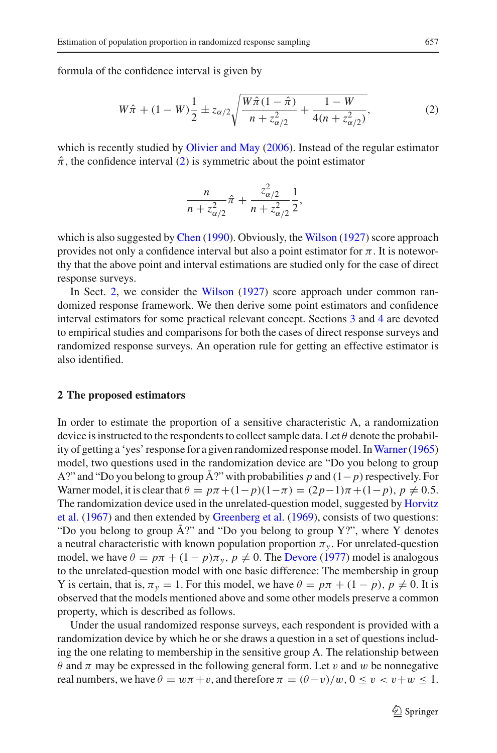formula of the confidence interval is given by

$$W\hat{\pi} + (1 - W)\frac{1}{2} \pm z_{\alpha/2}\sqrt{\frac{W\hat{\pi}(1-\hat{\pi})}{n + z_{\alpha/2}^2} + \frac{1-W}{4(n + z_{\alpha/2}^2)}}, \tag{2}$$

which is recently studied by Olivier and May (2006). Instead of the regular estimator $\hat{\pi}$, the confidence interval (2) is symmetric about the point estimator

$$\frac{n}{n + z_{\alpha/2}^2}\hat{\pi} + \frac{z_{\alpha/2}^2}{n + z_{\alpha/2}^2}\frac{1}{2},$$

which is also suggested by Chen (1990). Obviously, the Wilson (1927) score approach provides not only a confidence interval but also a point estimator for $\pi$. It is noteworthy that the above point and interval estimations are studied only for the case of direct response surveys.

In Sect. 2, we consider the Wilson (1927) score approach under common randomized response framework. We then derive some point estimators and confidence interval estimators for some practical relevant concept. Sections 3 and 4 are devoted to empirical studies and comparisons for both the cases of direct response surveys and randomized response surveys. An operation rule for getting an effective estimator is also identified.

## 2 The proposed estimators

In order to estimate the proportion of a sensitive characteristic A, a randomization device is instructed to the respondents to collect sample data. Let $\theta$ denote the probability of getting a 'yes' response for a given randomized response model. In Warner (1965) model, two questions used in the randomization device are "Do you belong to group A?" and "Do you belong to group $\bar{\text{A}}$?" with probabilities $p$ and $(1-p)$ respectively. For Warner model, it is clear that $\theta = p\pi + (1-p)(1-\pi) = (2p-1)\pi + (1-p)$, $p \neq 0.5$. The randomization device used in the unrelated-question model, suggested by Horvitz et al. (1967) and then extended by Greenberg et al. (1969), consists of two questions: "Do you belong to group $\bar{\text{A}}$?" and "Do you belong to group Y?", where Y denotes a neutral characteristic with known population proportion $\pi_y$. For unrelated-question model, we have $\theta = p\pi + (1-p)\pi_y$, $p \neq 0$. The Devore (1977) model is analogous to the unrelated-question model with one basic difference: The membership in group Y is certain, that is, $\pi_y = 1$. For this model, we have $\theta = p\pi + (1-p)$, $p \neq 0$. It is observed that the models mentioned above and some other models preserve a common property, which is described as follows.

Under the usual randomized response surveys, each respondent is provided with a randomization device by which he or she draws a question in a set of questions including the one relating to membership in the sensitive group A. The relationship between $\theta$ and $\pi$ may be expressed in the following general form. Let $v$ and $w$ be nonnegative real numbers, we have $\theta = w\pi + v$, and therefore $\pi = (\theta - v)/w$, $0 \le v < v + w \le 1$.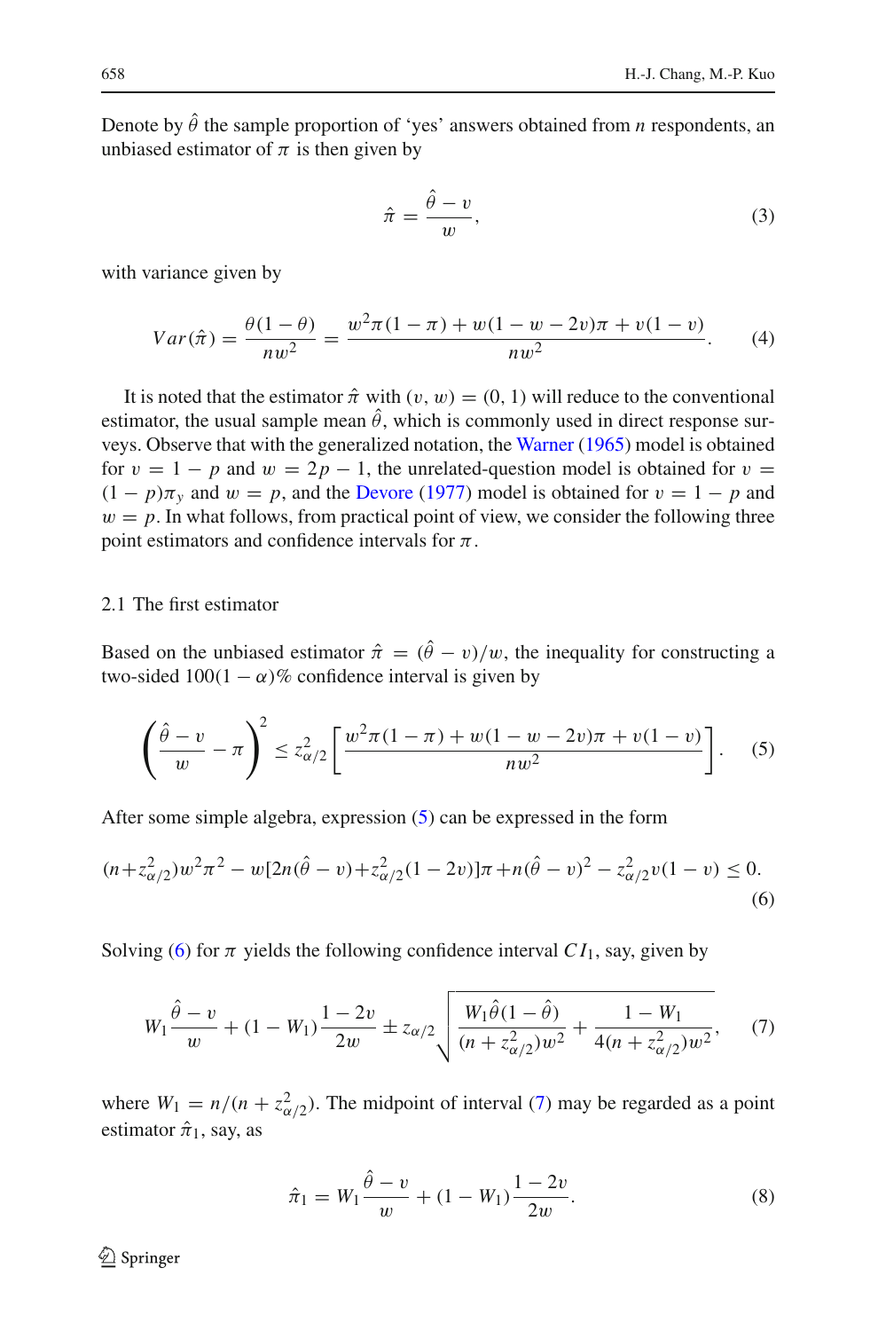Denote by $\hat{\theta}$ the sample proportion of 'yes' answers obtained from $n$ respondents, an unbiased estimator of $\pi$ is then given by

$$\hat{\pi} = \frac{\hat{\theta} - v}{w}, \tag{3}$$

with variance given by

$$Var(\hat{\pi}) = \frac{\theta(1-\theta)}{nw^2} = \frac{w^2\pi(1-\pi) + w(1-w-2v)\pi + v(1-v)}{nw^2}. \tag{4}$$

It is noted that the estimator $\hat{\pi}$ with $(v, w) = (0, 1)$ will reduce to the conventional estimator, the usual sample mean $\hat{\theta}$, which is commonly used in direct response surveys. Observe that with the generalized notation, the Warner (1965) model is obtained for $v = 1 - p$ and $w = 2p - 1$, the unrelated-question model is obtained for $v = (1-p)\pi_y$ and $w = p$, and the Devore (1977) model is obtained for $v = 1 - p$ and $w = p$. In what follows, from practical point of view, we consider the following three point estimators and confidence intervals for $\pi$.

### 2.1 The first estimator

Based on the unbiased estimator $\hat{\pi} = (\hat{\theta} - v)/w$, the inequality for constructing a two-sided $100(1-\alpha)\%$ confidence interval is given by

$$\left(\frac{\hat{\theta} - v}{w} - \pi\right)^2 \leq z_{\alpha/2}^2 \left[\frac{w^2\pi(1-\pi) + w(1-w-2v)\pi + v(1-v)}{nw^2}\right]. \tag{5}$$

After some simple algebra, expression (5) can be expressed in the form

$$(n+z_{\alpha/2}^2)w^2\pi^2 - w[2n(\hat{\theta} - v)+z_{\alpha/2}^2(1-2v)]\pi + n(\hat{\theta} - v)^2 - z_{\alpha/2}^2 v(1-v) \leq 0. \tag{6}$$

Solving (6) for $\pi$ yields the following confidence interval $CI_1$, say, given by

$$W_1\frac{\hat{\theta} - v}{w} + (1-W_1)\frac{1-2v}{2w} \pm z_{\alpha/2}\sqrt{\frac{W_1\hat{\theta}(1-\hat{\theta})}{(n+z_{\alpha/2}^2)w^2} + \frac{1-W_1}{4(n+z_{\alpha/2}^2)w^2}}, \tag{7}$$

where $W_1 = n/(n+z_{\alpha/2}^2)$. The midpoint of interval (7) may be regarded as a point estimator $\hat{\pi}_1$, say, as

$$\hat{\pi}_1 = W_1\frac{\hat{\theta} - v}{w} + (1-W_1)\frac{1-2v}{2w}. \tag{8}$$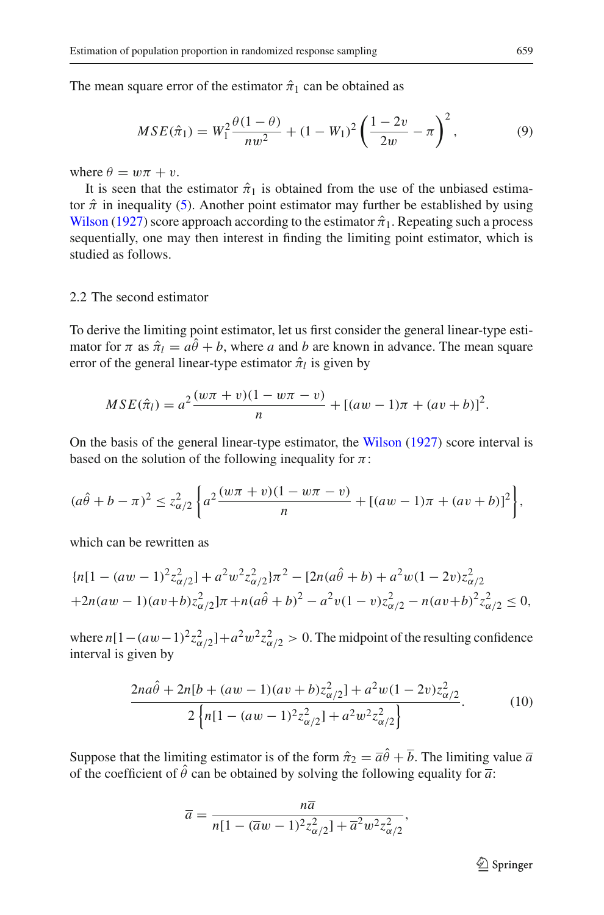The mean square error of the estimator $\hat{\pi}_1$ can be obtained as

$$MSE(\hat{\pi}_1) = W_1^2 \frac{\theta(1-\theta)}{nw^2} + (1 - W_1)^2 \left( \frac{1 - 2v}{2w} - \pi \right)^2, \tag{9}$$

where $\theta = w\pi + v$.

It is seen that the estimator $\hat{\pi}_1$ is obtained from the use of the unbiased estimator $\hat{\pi}$ in inequality (5). Another point estimator may further be established by using Wilson (1927) score approach according to the estimator $\hat{\pi}_1$. Repeating such a process sequentially, one may then interest in finding the limiting point estimator, which is studied as follows.

## 2.2 The second estimator

To derive the limiting point estimator, let us first consider the general linear-type estimator for $\pi$ as $\hat{\pi}_l = a\hat{\theta} + b$, where $a$ and $b$ are known in advance. The mean square error of the general linear-type estimator $\hat{\pi}_l$ is given by

$$MSE(\hat{\pi}_l) = a^2 \frac{(w\pi + v)(1 - w\pi - v)}{n} + [(aw - 1)\pi + (av + b)]^2.$$

On the basis of the general linear-type estimator, the Wilson (1927) score interval is based on the solution of the following inequality for $\pi$:

$$(a\hat{\theta} + b - \pi)^2 \leq z_{\alpha/2}^2 \left\{ a^2 \frac{(w\pi + v)(1 - w\pi - v)}{n} + [(aw - 1)\pi + (av + b)]^2 \right\},$$

which can be rewritten as

$$\{n[1 - (aw - 1)^2 z_{\alpha/2}^2] + a^2 w^2 z_{\alpha/2}^2\}\pi^2 - [2n(a\hat{\theta} + b) + a^2 w(1 - 2v) z_{\alpha/2}^2$$
$$+ 2n(aw - 1)(av + b) z_{\alpha/2}^2]\pi + n(a\hat{\theta} + b)^2 - a^2 v(1 - v) z_{\alpha/2}^2 - n(av + b)^2 z_{\alpha/2}^2 \leq 0,$$

where $n[1-(aw-1)^2 z_{\alpha/2}^2] + a^2 w^2 z_{\alpha/2}^2 > 0$. The midpoint of the resulting confidence interval is given by

$$\frac{2na\hat{\theta} + 2n[b + (aw - 1)(av + b) z_{\alpha/2}^2] + a^2 w(1 - 2v) z_{\alpha/2}^2}{2\left\{ n[1 - (aw - 1)^2 z_{\alpha/2}^2] + a^2 w^2 z_{\alpha/2}^2 \right\}}. \tag{10}$$

Suppose that the limiting estimator is of the form $\hat{\pi}_2 = \overline{a}\hat{\theta} + \overline{b}$. The limiting value $\overline{a}$ of the coefficient of $\hat{\theta}$ can be obtained by solving the following equality for $\overline{a}$:

$$\overline{a} = \frac{n\overline{a}}{n[1 - (\overline{a}w - 1)^2 z_{\alpha/2}^2] + \overline{a}^2 w^2 z_{\alpha/2}^2},$$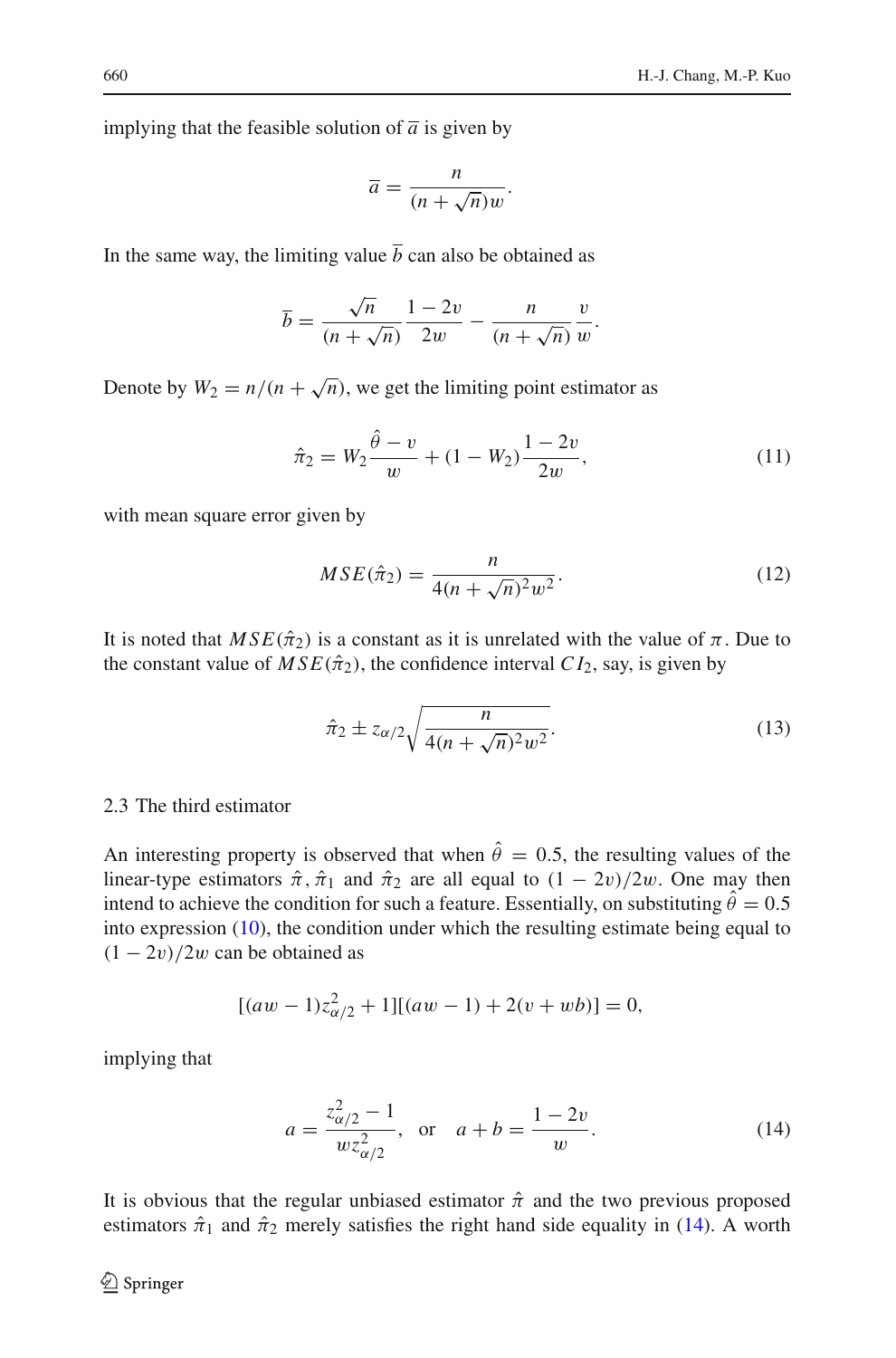implying that the feasible solution of $\overline{a}$ is given by

$$\overline{a} = \frac{n}{(n+\sqrt{n})w}.$$

In the same way, the limiting value $\overline{b}$ can also be obtained as

$$\overline{b} = \frac{\sqrt{n}}{(n+\sqrt{n})}\frac{1-2v}{2w} - \frac{n}{(n+\sqrt{n})}\frac{v}{w}.$$

Denote by $W_2 = n/(n+\sqrt{n})$, we get the limiting point estimator as

$$\hat{\pi}_2 = W_2\frac{\hat{\theta}-v}{w} + (1-W_2)\frac{1-2v}{2w}, \tag{11}$$

with mean square error given by

$$MSE(\hat{\pi}_2) = \frac{n}{4(n+\sqrt{n})^2 w^2}. \tag{12}$$

It is noted that $MSE(\hat{\pi}_2)$ is a constant as it is unrelated with the value of $\pi$. Due to the constant value of $MSE(\hat{\pi}_2)$, the confidence interval $CI_2$, say, is given by

$$\hat{\pi}_2 \pm z_{\alpha/2}\sqrt{\frac{n}{4(n+\sqrt{n})^2 w^2}}. \tag{13}$$

### 2.3 The third estimator

An interesting property is observed that when $\hat{\theta} = 0.5$, the resulting values of the linear-type estimators $\hat{\pi}, \hat{\pi}_1$ and $\hat{\pi}_2$ are all equal to $(1-2v)/2w$. One may then intend to achieve the condition for such a feature. Essentially, on substituting $\hat{\theta} = 0.5$ into expression (10), the condition under which the resulting estimate being equal to $(1-2v)/2w$ can be obtained as

$$[(aw-1)z_{\alpha/2}^2 + 1][(aw-1) + 2(v+wb)] = 0,$$

implying that

$$a = \frac{z_{\alpha/2}^2 - 1}{wz_{\alpha/2}^2}, \quad \text{or} \quad a + b = \frac{1-2v}{w}. \tag{14}$$

It is obvious that the regular unbiased estimator $\hat{\pi}$ and the two previous proposed estimators $\hat{\pi}_1$ and $\hat{\pi}_2$ merely satisfies the right hand side equality in (14). A worth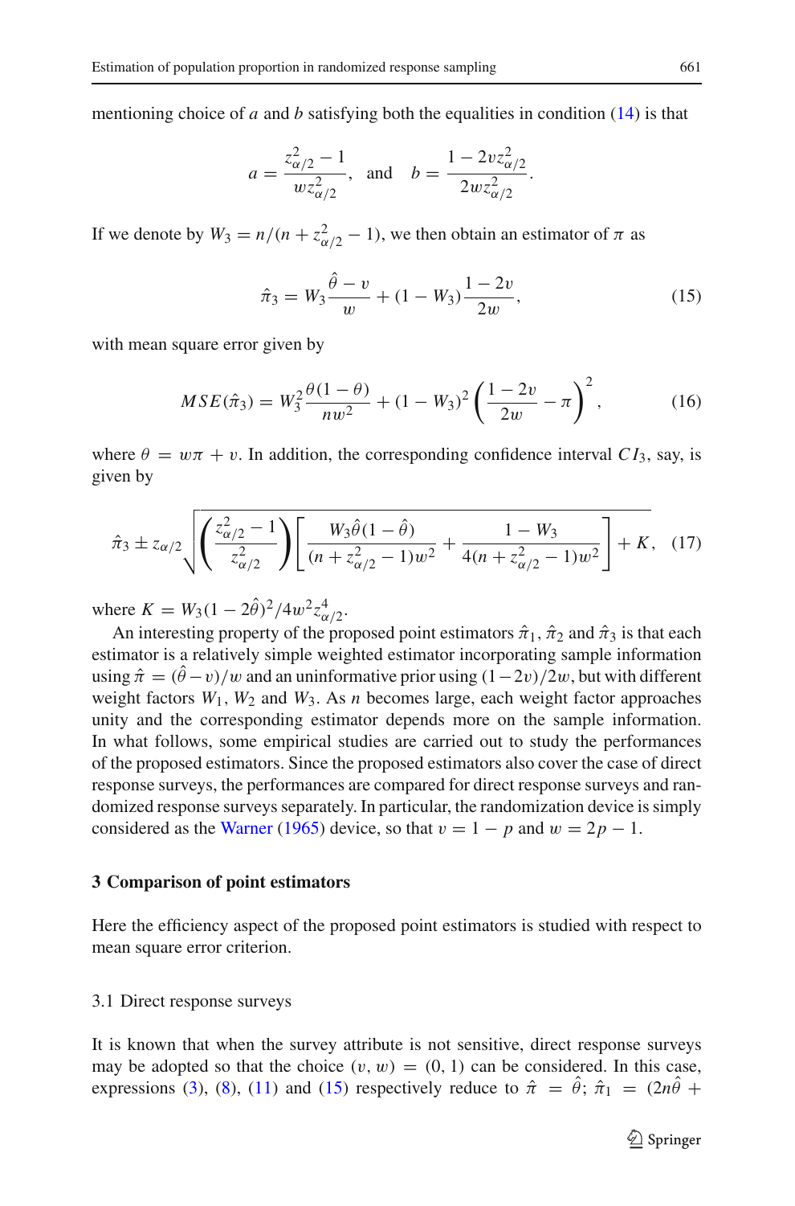mentioning choice of $a$ and $b$ satisfying both the equalities in condition (14) is that

$$a = \frac{z_{\alpha/2}^2 - 1}{w z_{\alpha/2}^2}, \quad \text{and} \quad b = \frac{1 - 2v z_{\alpha/2}^2}{2w z_{\alpha/2}^2}.$$

If we denote by $W_3 = n/(n + z_{\alpha/2}^2 - 1)$, we then obtain an estimator of $\pi$ as

$$\hat{\pi}_3 = W_3 \frac{\hat{\theta} - v}{w} + (1 - W_3)\frac{1 - 2v}{2w}, \tag{15}$$

with mean square error given by

$$MSE(\hat{\pi}_3) = W_3^2 \frac{\theta(1-\theta)}{nw^2} + (1 - W_3)^2 \left(\frac{1-2v}{2w} - \pi\right)^2, \tag{16}$$

where $\theta = w\pi + v$. In addition, the corresponding confidence interval $CI_3$, say, is given by

$$\hat{\pi}_3 \pm z_{\alpha/2} \sqrt{\left(\frac{z_{\alpha/2}^2 - 1}{z_{\alpha/2}^2}\right)\left[\frac{W_3 \hat{\theta}(1-\hat{\theta})}{(n + z_{\alpha/2}^2 - 1)w^2} + \frac{1 - W_3}{4(n + z_{\alpha/2}^2 - 1)w^2}\right] + K}, \tag{17}$$

where $K = W_3(1 - 2\hat{\theta})^2/4w^2 z_{\alpha/2}^4$.

An interesting property of the proposed point estimators $\hat{\pi}_1$, $\hat{\pi}_2$ and $\hat{\pi}_3$ is that each estimator is a relatively simple weighted estimator incorporating sample information using $\hat{\pi} = (\hat{\theta} - v)/w$ and an uninformative prior using $(1-2v)/2w$, but with different weight factors $W_1$, $W_2$ and $W_3$. As $n$ becomes large, each weight factor approaches unity and the corresponding estimator depends more on the sample information. In what follows, some empirical studies are carried out to study the performances of the proposed estimators. Since the proposed estimators also cover the case of direct response surveys, the performances are compared for direct response surveys and randomized response surveys separately. In particular, the randomization device is simply considered as the Warner (1965) device, so that $v = 1 - p$ and $w = 2p - 1$.

## 3 Comparison of point estimators

Here the efficiency aspect of the proposed point estimators is studied with respect to mean square error criterion.

### 3.1 Direct response surveys

It is known that when the survey attribute is not sensitive, direct response surveys may be adopted so that the choice $(v, w) = (0, 1)$ can be considered. In this case, expressions (3), (8), (11) and (15) respectively reduce to $\hat{\pi} = \hat{\theta}$; $\hat{\pi}_1 = (2n\hat{\theta} +$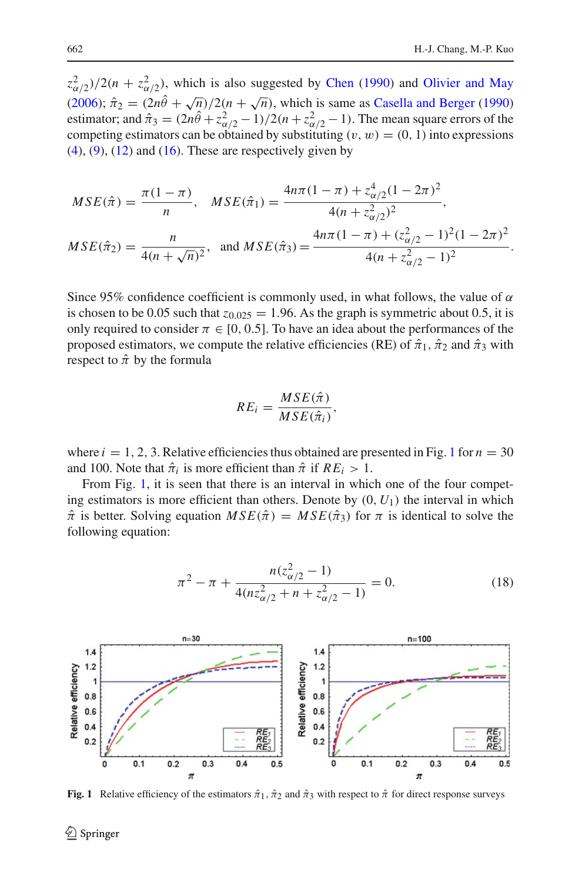$z^2_{\alpha/2})/2(n + z^2_{\alpha/2})$, which is also suggested by Chen (1990) and Olivier and May (2006); $\hat{\pi}_2 = (2n\hat{\theta} + \sqrt{n})/2(n + \sqrt{n})$, which is same as Casella and Berger (1990) estimator; and $\hat{\pi}_3 = (2n\hat{\theta} + z^2_{\alpha/2} - 1)/2(n + z^2_{\alpha/2} - 1)$. The mean square errors of the competing estimators can be obtained by substituting $(v, w) = (0, 1)$ into expressions (4), (9), (12) and (16). These are respectively given by

$$MSE(\hat{\pi}) = \frac{\pi(1-\pi)}{n}, \quad MSE(\hat{\pi}_1) = \frac{4n\pi(1-\pi) + z^4_{\alpha/2}(1-2\pi)^2}{4(n + z^2_{\alpha/2})^2},$$

$$MSE(\hat{\pi}_2) = \frac{n}{4(n+\sqrt{n})^2}, \quad \text{and } MSE(\hat{\pi}_3) = \frac{4n\pi(1-\pi) + (z^2_{\alpha/2} - 1)^2(1-2\pi)^2}{4(n + z^2_{\alpha/2} - 1)^2}.$$

Since 95% confidence coefficient is commonly used, in what follows, the value of $\alpha$ is chosen to be 0.05 such that $z_{0.025} = 1.96$. As the graph is symmetric about 0.5, it is only required to consider $\pi \in [0, 0.5]$. To have an idea about the performances of the proposed estimators, we compute the relative efficiencies (RE) of $\hat{\pi}_1$, $\hat{\pi}_2$ and $\hat{\pi}_3$ with respect to $\hat{\pi}$ by the formula

$$RE_i = \frac{MSE(\hat{\pi})}{MSE(\hat{\pi}_i)},$$

where $i = 1, 2, 3$. Relative efficiencies thus obtained are presented in Fig. 1 for $n = 30$ and 100. Note that $\hat{\pi}_i$ is more efficient than $\hat{\pi}$ if $RE_i > 1$.

From Fig. 1, it is seen that there is an interval in which one of the four competing estimators is more efficient than others. Denote by $(0, U_1)$ the interval in which $\hat{\pi}$ is better. Solving equation $MSE(\hat{\pi}) = MSE(\hat{\pi}_3)$ for $\pi$ is identical to solve the following equation:

$$\pi^2 - \pi + \frac{n(z^2_{\alpha/2} - 1)}{4(nz^2_{\alpha/2} + n + z^2_{\alpha/2} - 1)} = 0. \tag{18}$$

**Fig. 1** Relative efficiency of the estimators $\hat{\pi}_1$, $\hat{\pi}_2$ and $\hat{\pi}_3$ with respect to $\hat{\pi}$ for direct response surveys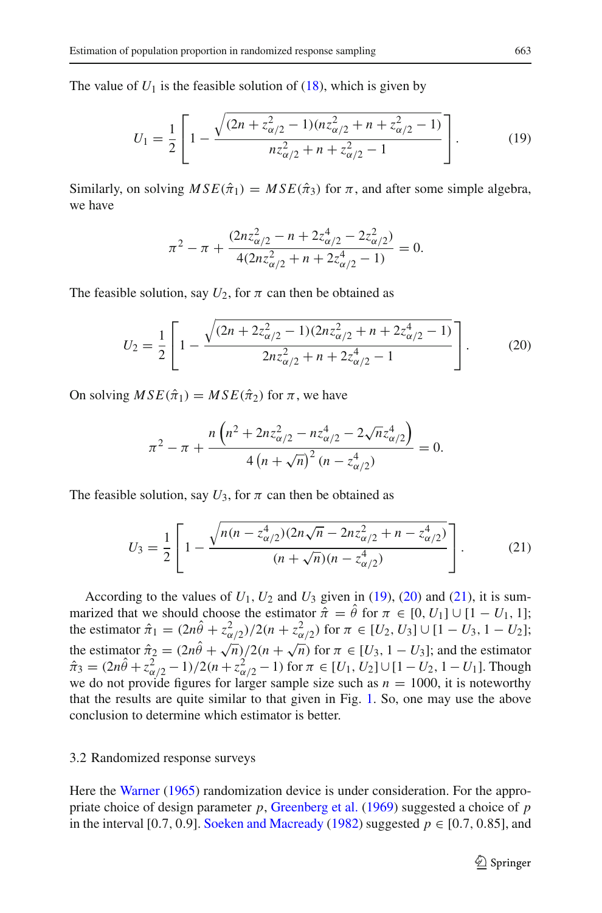The value of $U_1$ is the feasible solution of (18), which is given by

$$U_1 = \frac{1}{2}\left[1 - \frac{\sqrt{(2n + z_{\alpha/2}^2 - 1)(nz_{\alpha/2}^2 + n + z_{\alpha/2}^2 - 1)}}{nz_{\alpha/2}^2 + n + z_{\alpha/2}^2 - 1}\right]. \tag{19}$$

Similarly, on solving $MSE(\hat{\pi}_1) = MSE(\hat{\pi}_3)$ for $\pi$, and after some simple algebra, we have

$$\pi^2 - \pi + \frac{(2nz_{\alpha/2}^2 - n + 2z_{\alpha/2}^4 - 2z_{\alpha/2}^2)}{4(2nz_{\alpha/2}^2 + n + 2z_{\alpha/2}^4 - 1)} = 0.$$

The feasible solution, say $U_2$, for $\pi$ can then be obtained as

$$U_2 = \frac{1}{2}\left[1 - \frac{\sqrt{(2n + 2z_{\alpha/2}^2 - 1)(2nz_{\alpha/2}^2 + n + 2z_{\alpha/2}^4 - 1)}}{2nz_{\alpha/2}^2 + n + 2z_{\alpha/2}^4 - 1}\right]. \tag{20}$$

On solving $MSE(\hat{\pi}_1) = MSE(\hat{\pi}_2)$ for $\pi$, we have

$$\pi^2 - \pi + \frac{n\left(n^2 + 2nz_{\alpha/2}^2 - nz_{\alpha/2}^4 - 2\sqrt{n}z_{\alpha/2}^4\right)}{4\left(n + \sqrt{n}\right)^2(n - z_{\alpha/2}^4)} = 0.$$

The feasible solution, say $U_3$, for $\pi$ can then be obtained as

$$U_3 = \frac{1}{2}\left[1 - \frac{\sqrt{n(n - z_{\alpha/2}^4)(2n\sqrt{n} - 2nz_{\alpha/2}^2 + n - z_{\alpha/2}^4)}}{(n + \sqrt{n})(n - z_{\alpha/2}^4)}\right]. \tag{21}$$

According to the values of $U_1$, $U_2$ and $U_3$ given in (19), (20) and (21), it is summarized that we should choose the estimator $\hat{\pi} = \hat{\theta}$ for $\pi \in [0, U_1] \cup [1 - U_1, 1]$; the estimator $\hat{\pi}_1 = (2n\hat{\theta} + z_{\alpha/2}^2)/2(n + z_{\alpha/2}^2)$ for $\pi \in [U_2, U_3] \cup [1 - U_3, 1 - U_2]$; the estimator $\hat{\pi}_2 = (2n\hat{\theta} + \sqrt{n})/2(n + \sqrt{n})$ for $\pi \in [U_3, 1 - U_3]$; and the estimator $\hat{\pi}_3 = (2n\hat{\theta} + z_{\alpha/2}^2 - 1)/2(n + z_{\alpha/2}^2 - 1)$ for $\pi \in [U_1, U_2] \cup [1 - U_2, 1 - U_1]$. Though we do not provide figures for larger sample size such as $n = 1000$, it is noteworthy that the results are quite similar to that given in Fig. 1. So, one may use the above conclusion to determine which estimator is better.

### 3.2 Randomized response surveys

Here the Warner (1965) randomization device is under consideration. For the appropriate choice of design parameter $p$, Greenberg et al. (1969) suggested a choice of $p$ in the interval [0.7, 0.9]. Soeken and Macready (1982) suggested $p \in [0.7, 0.85]$, and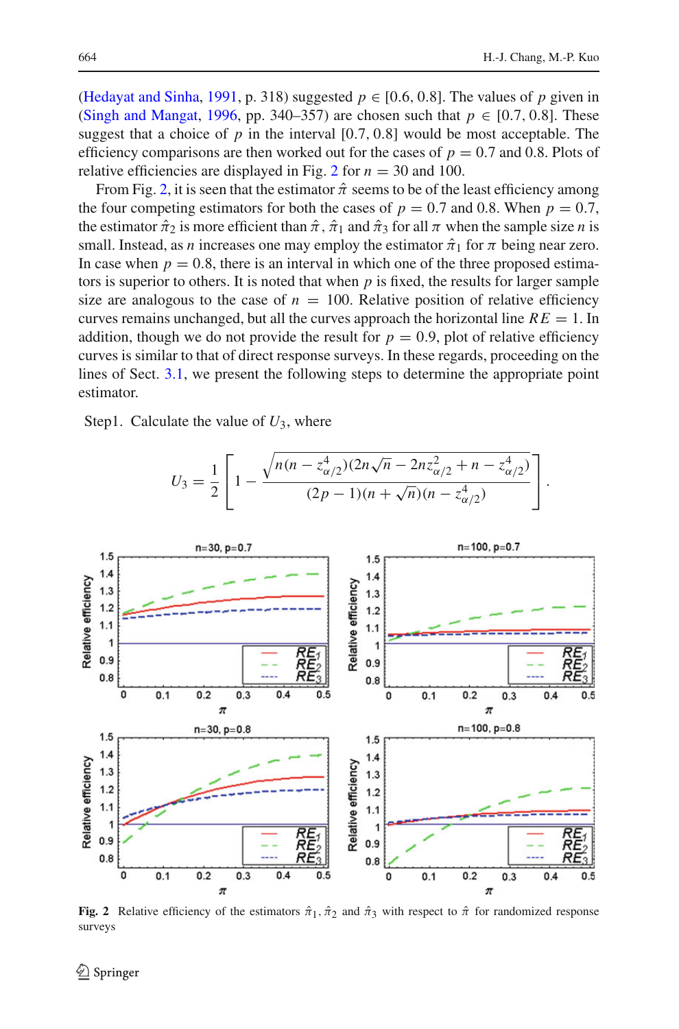(Hedayat and Sinha, 1991, p. 318) suggested $p \in [0.6, 0.8]$. The values of $p$ given in (Singh and Mangat, 1996, pp. 340–357) are chosen such that $p \in [0.7, 0.8]$. These suggest that a choice of $p$ in the interval $[0.7, 0.8]$ would be most acceptable. The efficiency comparisons are then worked out for the cases of $p = 0.7$ and 0.8. Plots of relative efficiencies are displayed in Fig. 2 for $n = 30$ and 100.

From Fig. 2, it is seen that the estimator $\hat{\pi}$ seems to be of the least efficiency among the four competing estimators for both the cases of $p = 0.7$ and 0.8. When $p = 0.7$, the estimator $\hat{\pi}_2$ is more efficient than $\hat{\pi}$, $\hat{\pi}_1$ and $\hat{\pi}_3$ for all $\pi$ when the sample size $n$ is small. Instead, as $n$ increases one may employ the estimator $\hat{\pi}_1$ for $\pi$ being near zero. In case when $p = 0.8$, there is an interval in which one of the three proposed estimators is superior to others. It is noted that when $p$ is fixed, the results for larger sample size are analogous to the case of $n = 100$. Relative position of relative efficiency curves remains unchanged, but all the curves approach the horizontal line $RE = 1$. In addition, though we do not provide the result for $p = 0.9$, plot of relative efficiency curves is similar to that of direct response surveys. In these regards, proceeding on the lines of Sect. 3.1, we present the following steps to determine the appropriate point estimator.

Step1. Calculate the value of $U_3$, where

$$U_3 = \frac{1}{2}\left[1 - \frac{\sqrt{n(n - z_{\alpha/2}^4)(2n\sqrt{n} - 2nz_{\alpha/2}^2 + n - z_{\alpha/2}^4)}}{(2p-1)(n+\sqrt{n})(n - z_{\alpha/2}^4)}\right].$$

**Fig. 2** Relative efficiency of the estimators $\hat{\pi}_1$, $\hat{\pi}_2$ and $\hat{\pi}_3$ with respect to $\hat{\pi}$ for randomized response surveys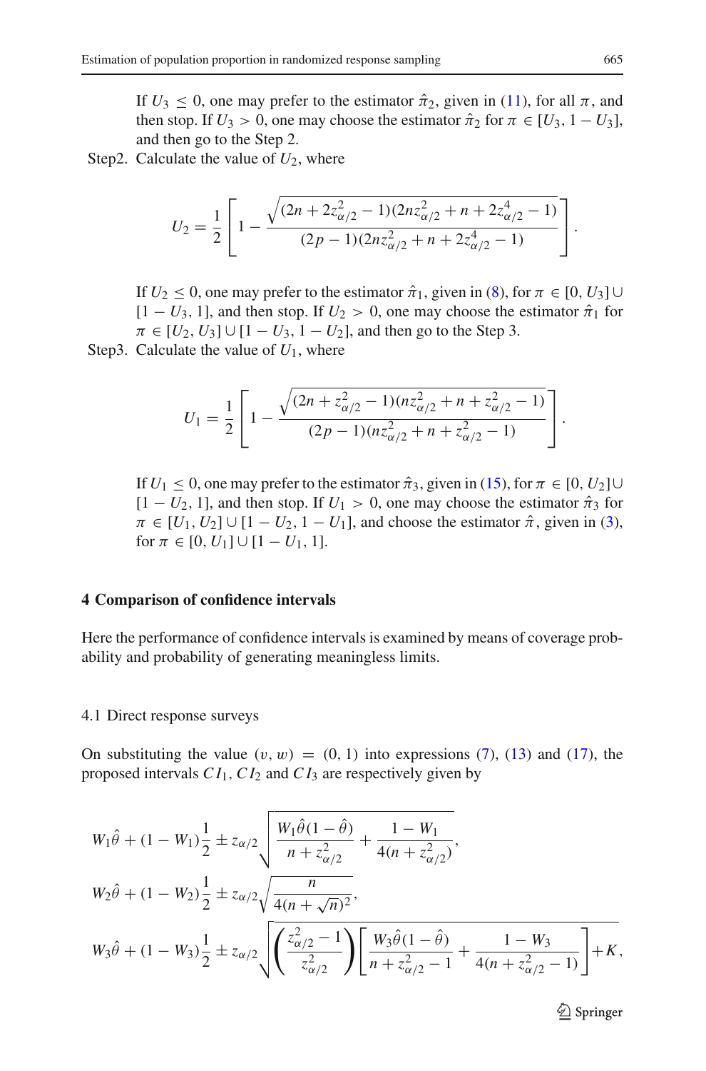If $U_3 \leq 0$, one may prefer to the estimator $\hat{\pi}_2$, given in (11), for all $\pi$, and then stop. If $U_3 > 0$, one may choose the estimator $\hat{\pi}_2$ for $\pi \in [U_3, 1 - U_3]$, and then go to the Step 2.

Step2. Calculate the value of $U_2$, where

$$U_2 = \frac{1}{2}\left[1 - \frac{\sqrt{(2n + 2z_{\alpha/2}^2 - 1)(2nz_{\alpha/2}^2 + n + 2z_{\alpha/2}^4 - 1)}}{(2p - 1)(2nz_{\alpha/2}^2 + n + 2z_{\alpha/2}^4 - 1)}\right].$$

If $U_2 \leq 0$, one may prefer to the estimator $\hat{\pi}_1$, given in (8), for $\pi \in [0, U_3] \cup [1 - U_3, 1]$, and then stop. If $U_2 > 0$, one may choose the estimator $\hat{\pi}_1$ for $\pi \in [U_2, U_3] \cup [1 - U_3, 1 - U_2]$, and then go to the Step 3.

Step3. Calculate the value of $U_1$, where

$$U_1 = \frac{1}{2}\left[1 - \frac{\sqrt{(2n + z_{\alpha/2}^2 - 1)(nz_{\alpha/2}^2 + n + z_{\alpha/2}^2 - 1)}}{(2p - 1)(nz_{\alpha/2}^2 + n + z_{\alpha/2}^2 - 1)}\right].$$

If $U_1 \leq 0$, one may prefer to the estimator $\hat{\pi}_3$, given in (15), for $\pi \in [0, U_2] \cup [1 - U_2, 1]$, and then stop. If $U_1 > 0$, one may choose the estimator $\hat{\pi}_3$ for $\pi \in [U_1, U_2] \cup [1 - U_2, 1 - U_1]$, and choose the estimator $\hat{\pi}$, given in (3), for $\pi \in [0, U_1] \cup [1 - U_1, 1]$.

## 4 Comparison of confidence intervals

Here the performance of confidence intervals is examined by means of coverage probability and probability of generating meaningless limits.

### 4.1 Direct response surveys

On substituting the value $(v, w) = (0, 1)$ into expressions (7), (13) and (17), the proposed intervals $CI_1$, $CI_2$ and $CI_3$ are respectively given by

$$W_1\hat{\theta} + (1 - W_1)\frac{1}{2} \pm z_{\alpha/2}\sqrt{\frac{W_1\hat{\theta}(1 - \hat{\theta})}{n + z_{\alpha/2}^2} + \frac{1 - W_1}{4(n + z_{\alpha/2}^2)}},$$

$$W_2\hat{\theta} + (1 - W_2)\frac{1}{2} \pm z_{\alpha/2}\sqrt{\frac{n}{4(n + \sqrt{n})^2}},$$

$$W_3\hat{\theta} + (1 - W_3)\frac{1}{2} \pm z_{\alpha/2}\sqrt{\left(\frac{z_{\alpha/2}^2 - 1}{z_{\alpha/2}^2}\right)\left[\frac{W_3\hat{\theta}(1 - \hat{\theta})}{n + z_{\alpha/2}^2 - 1} + \frac{1 - W_3}{4(n + z_{\alpha/2}^2 - 1)}\right] + K},$$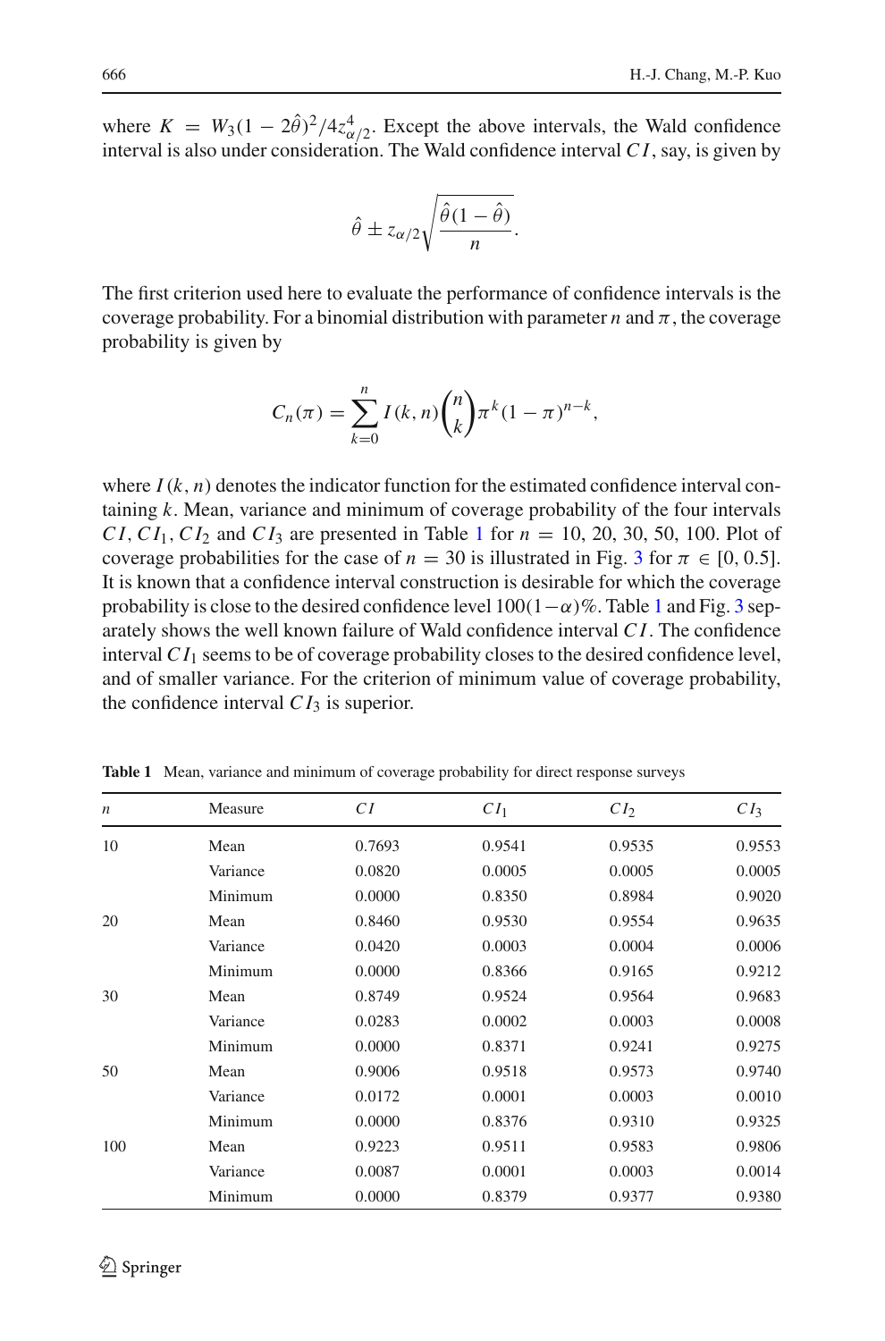where $K = W_3(1 - 2\hat{\theta})^2/4z_{\alpha/2}^4$. Except the above intervals, the Wald confidence interval is also under consideration. The Wald confidence interval $CI$, say, is given by

$$\hat{\theta} \pm z_{\alpha/2}\sqrt{\frac{\hat{\theta}(1-\hat{\theta})}{n}}.$$

The first criterion used here to evaluate the performance of confidence intervals is the coverage probability. For a binomial distribution with parameter $n$ and $\pi$, the coverage probability is given by

$$C_n(\pi) = \sum_{k=0}^{n} I(k, n)\binom{n}{k}\pi^k(1-\pi)^{n-k},$$

where $I(k, n)$ denotes the indicator function for the estimated confidence interval containing $k$. Mean, variance and minimum of coverage probability of the four intervals $CI, CI_1, CI_2$ and $CI_3$ are presented in Table 1 for $n = 10, 20, 30, 50, 100$. Plot of coverage probabilities for the case of $n = 30$ is illustrated in Fig. 3 for $\pi \in [0, 0.5]$. It is known that a confidence interval construction is desirable for which the coverage probability is close to the desired confidence level $100(1-\alpha)\%$. Table 1 and Fig. 3 separately shows the well known failure of Wald confidence interval $CI$. The confidence interval $CI_1$ seems to be of coverage probability closes to the desired confidence level, and of smaller variance. For the criterion of minimum value of coverage probability, the confidence interval $CI_3$ is superior.

**Table 1** Mean, variance and minimum of coverage probability for direct response surveys

| $n$ | Measure | $CI$ | $CI_1$ | $CI_2$ | $CI_3$ |
|---|---|---|---|---|---|
| 10 | Mean | 0.7693 | 0.9541 | 0.9535 | 0.9553 |
| | Variance | 0.0820 | 0.0005 | 0.0005 | 0.0005 |
| | Minimum | 0.0000 | 0.8350 | 0.8984 | 0.9020 |
| 20 | Mean | 0.8460 | 0.9530 | 0.9554 | 0.9635 |
| | Variance | 0.0420 | 0.0003 | 0.0004 | 0.0006 |
| | Minimum | 0.0000 | 0.8366 | 0.9165 | 0.9212 |
| 30 | Mean | 0.8749 | 0.9524 | 0.9564 | 0.9683 |
| | Variance | 0.0283 | 0.0002 | 0.0003 | 0.0008 |
| | Minimum | 0.0000 | 0.8371 | 0.9241 | 0.9275 |
| 50 | Mean | 0.9006 | 0.9518 | 0.9573 | 0.9740 |
| | Variance | 0.0172 | 0.0001 | 0.0003 | 0.0010 |
| | Minimum | 0.0000 | 0.8376 | 0.9310 | 0.9325 |
| 100 | Mean | 0.9223 | 0.9511 | 0.9583 | 0.9806 |
| | Variance | 0.0087 | 0.0001 | 0.0003 | 0.0014 |
| | Minimum | 0.0000 | 0.8379 | 0.9377 | 0.9380 |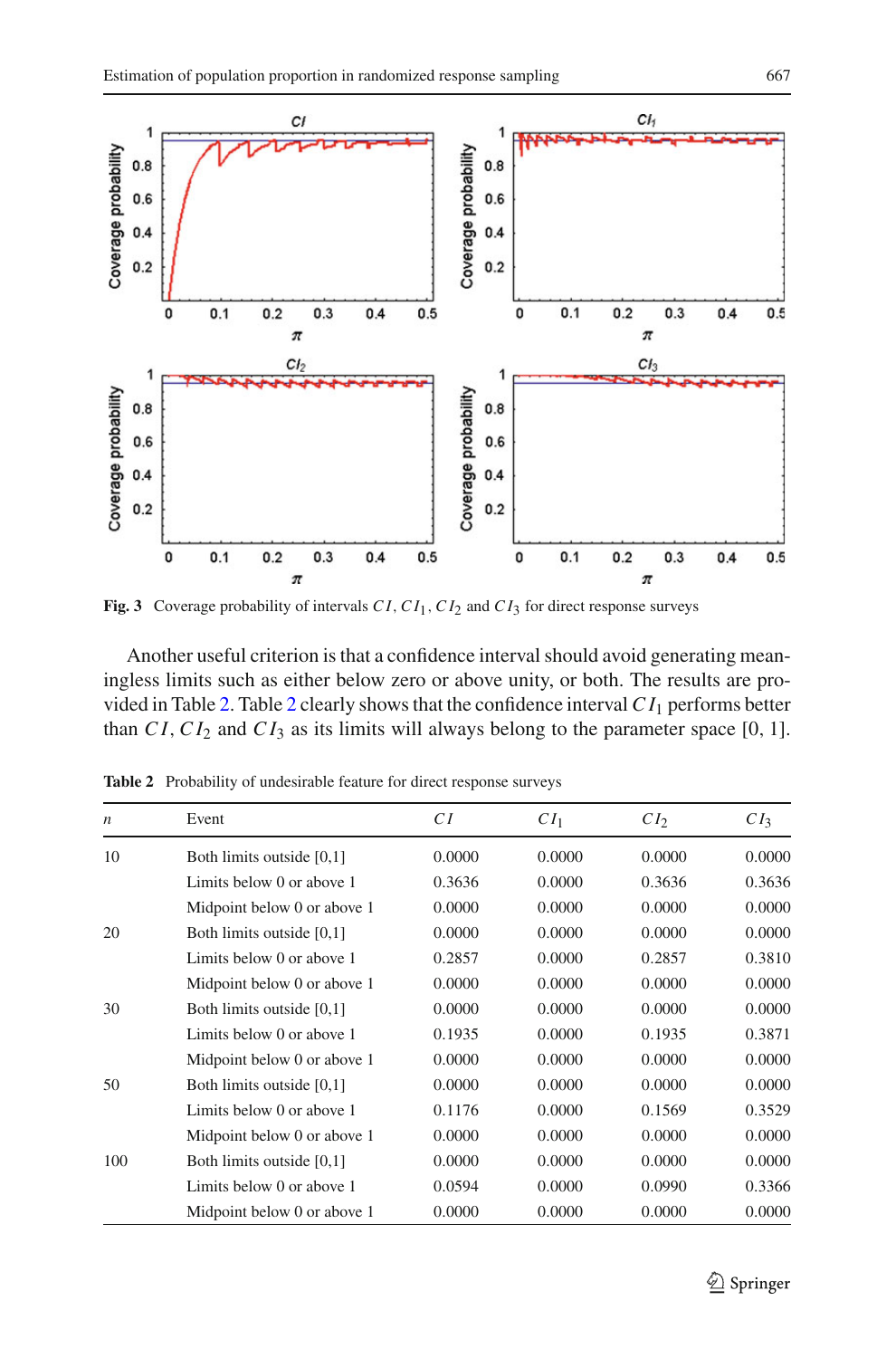Fig. 3 Coverage probability of intervals $CI$, $CI_1$, $CI_2$ and $CI_3$ for direct response surveys

Another useful criterion is that a confidence interval should avoid generating meaningless limits such as either below zero or above unity, or both. The results are provided in Table 2. Table 2 clearly shows that the confidence interval $CI_1$ performs better than $CI$, $CI_2$ and $CI_3$ as its limits will always belong to the parameter space [0, 1].

**Table 2** Probability of undesirable feature for direct response surveys

| $n$ | Event | $CI$ | $CI_1$ | $CI_2$ | $CI_3$ |
|---|---|---|---|---|---|
| 10 | Both limits outside [0,1] | 0.0000 | 0.0000 | 0.0000 | 0.0000 |
| | Limits below 0 or above 1 | 0.3636 | 0.0000 | 0.3636 | 0.3636 |
| | Midpoint below 0 or above 1 | 0.0000 | 0.0000 | 0.0000 | 0.0000 |
| 20 | Both limits outside [0,1] | 0.0000 | 0.0000 | 0.0000 | 0.0000 |
| | Limits below 0 or above 1 | 0.2857 | 0.0000 | 0.2857 | 0.3810 |
| | Midpoint below 0 or above 1 | 0.0000 | 0.0000 | 0.0000 | 0.0000 |
| 30 | Both limits outside [0,1] | 0.0000 | 0.0000 | 0.0000 | 0.0000 |
| | Limits below 0 or above 1 | 0.1935 | 0.0000 | 0.1935 | 0.3871 |
| | Midpoint below 0 or above 1 | 0.0000 | 0.0000 | 0.0000 | 0.0000 |
| 50 | Both limits outside [0,1] | 0.0000 | 0.0000 | 0.0000 | 0.0000 |
| | Limits below 0 or above 1 | 0.1176 | 0.0000 | 0.1569 | 0.3529 |
| | Midpoint below 0 or above 1 | 0.0000 | 0.0000 | 0.0000 | 0.0000 |
| 100 | Both limits outside [0,1] | 0.0000 | 0.0000 | 0.0000 | 0.0000 |
| | Limits below 0 or above 1 | 0.0594 | 0.0000 | 0.0990 | 0.3366 |
| | Midpoint below 0 or above 1 | 0.0000 | 0.0000 | 0.0000 | 0.0000 |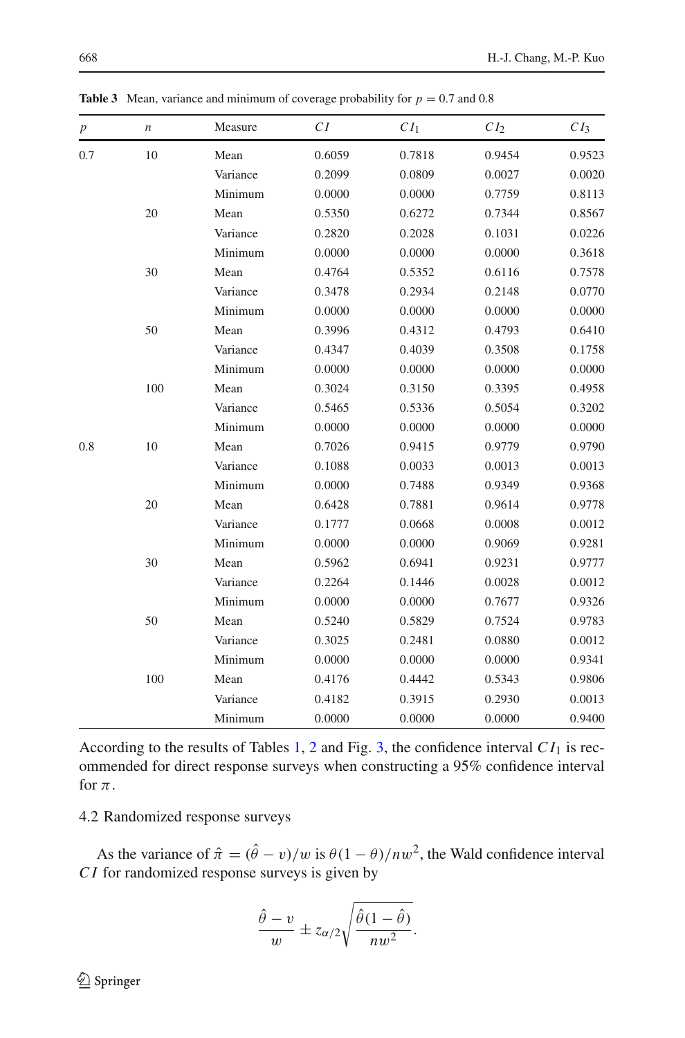**Table 3** Mean, variance and minimum of coverage probability for $p = 0.7$ and 0.8

| $p$ | $n$ | Measure | $CI$ | $CI_1$ | $CI_2$ | $CI_3$ |
|---|---|---|---|---|---|---|
| 0.7 | 10 | Mean | 0.6059 | 0.7818 | 0.9454 | 0.9523 |
| | | Variance | 0.2099 | 0.0809 | 0.0027 | 0.0020 |
| | | Minimum | 0.0000 | 0.0000 | 0.7759 | 0.8113 |
| | 20 | Mean | 0.5350 | 0.6272 | 0.7344 | 0.8567 |
| | | Variance | 0.2820 | 0.2028 | 0.1031 | 0.0226 |
| | | Minimum | 0.0000 | 0.0000 | 0.0000 | 0.3618 |
| | 30 | Mean | 0.4764 | 0.5352 | 0.6116 | 0.7578 |
| | | Variance | 0.3478 | 0.2934 | 0.2148 | 0.0770 |
| | | Minimum | 0.0000 | 0.0000 | 0.0000 | 0.0000 |
| | 50 | Mean | 0.3996 | 0.4312 | 0.4793 | 0.6410 |
| | | Variance | 0.4347 | 0.4039 | 0.3508 | 0.1758 |
| | | Minimum | 0.0000 | 0.0000 | 0.0000 | 0.0000 |
| | 100 | Mean | 0.3024 | 0.3150 | 0.3395 | 0.4958 |
| | | Variance | 0.5465 | 0.5336 | 0.5054 | 0.3202 |
| | | Minimum | 0.0000 | 0.0000 | 0.0000 | 0.0000 |
| 0.8 | 10 | Mean | 0.7026 | 0.9415 | 0.9779 | 0.9790 |
| | | Variance | 0.1088 | 0.0033 | 0.0013 | 0.0013 |
| | | Minimum | 0.0000 | 0.7488 | 0.9349 | 0.9368 |
| | 20 | Mean | 0.6428 | 0.7881 | 0.9614 | 0.9778 |
| | | Variance | 0.1777 | 0.0668 | 0.0008 | 0.0012 |
| | | Minimum | 0.0000 | 0.0000 | 0.9069 | 0.9281 |
| | 30 | Mean | 0.5962 | 0.6941 | 0.9231 | 0.9777 |
| | | Variance | 0.2264 | 0.1446 | 0.0028 | 0.0012 |
| | | Minimum | 0.0000 | 0.0000 | 0.7677 | 0.9326 |
| | 50 | Mean | 0.5240 | 0.5829 | 0.7524 | 0.9783 |
| | | Variance | 0.3025 | 0.2481 | 0.0880 | 0.0012 |
| | | Minimum | 0.0000 | 0.0000 | 0.0000 | 0.9341 |
| | 100 | Mean | 0.4176 | 0.4442 | 0.5343 | 0.9806 |
| | | Variance | 0.4182 | 0.3915 | 0.2930 | 0.0013 |
| | | Minimum | 0.0000 | 0.0000 | 0.0000 | 0.9400 |

According to the results of Tables 1, 2 and Fig. 3, the confidence interval $CI_1$ is recommended for direct response surveys when constructing a 95% confidence interval for $\pi$.

### 4.2 Randomized response surveys

As the variance of $\hat{\pi} = (\hat{\theta} - v)/w$ is $\theta(1-\theta)/nw^2$, the Wald confidence interval $CI$ for randomized response surveys is given by

$$\frac{\hat{\theta} - v}{w} \pm z_{\alpha/2}\sqrt{\frac{\hat{\theta}(1-\hat{\theta})}{nw^2}}.$$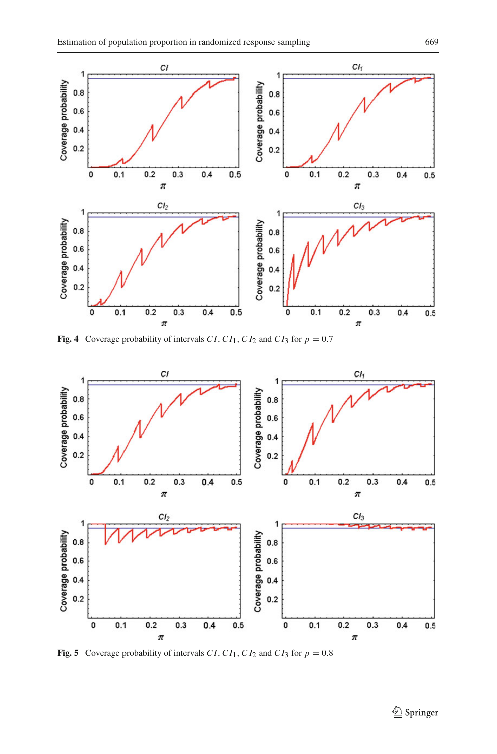Fig. 4 Coverage probability of intervals $CI$, $CI_1$, $CI_2$ and $CI_3$ for $p = 0.7$

Fig. 5 Coverage probability of intervals $CI$, $CI_1$, $CI_2$ and $CI_3$ for $p = 0.8$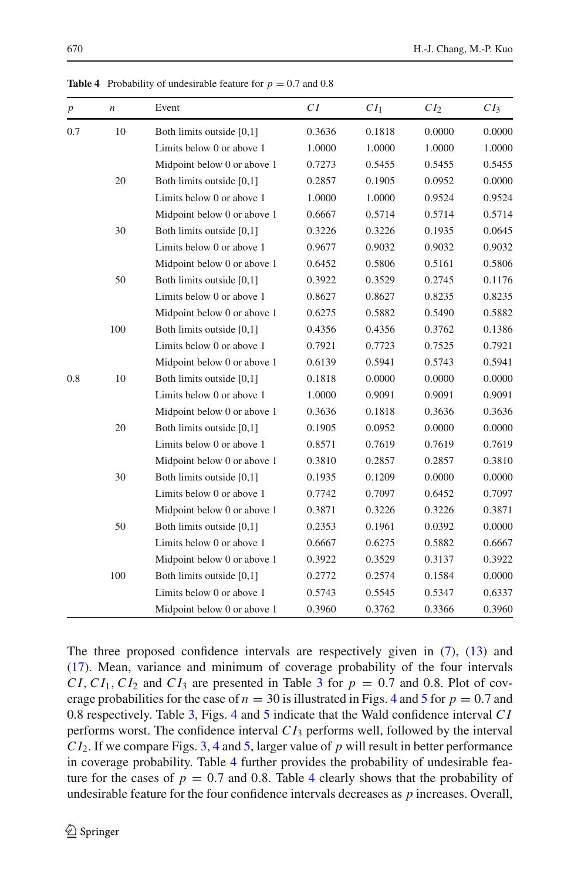**Table 4** Probability of undesirable feature for $p = 0.7$ and 0.8

| $p$ | $n$ | Event | $CI$ | $CI_1$ | $CI_2$ | $CI_3$ |
|---|---|---|---|---|---|---|
| 0.7 | 10 | Both limits outside [0,1] | 0.3636 | 0.1818 | 0.0000 | 0.0000 |
| | | Limits below 0 or above 1 | 1.0000 | 1.0000 | 1.0000 | 1.0000 |
| | | Midpoint below 0 or above 1 | 0.7273 | 0.5455 | 0.5455 | 0.5455 |
| | 20 | Both limits outside [0,1] | 0.2857 | 0.1905 | 0.0952 | 0.0000 |
| | | Limits below 0 or above 1 | 1.0000 | 1.0000 | 0.9524 | 0.9524 |
| | | Midpoint below 0 or above 1 | 0.6667 | 0.5714 | 0.5714 | 0.5714 |
| | 30 | Both limits outside [0,1] | 0.3226 | 0.3226 | 0.1935 | 0.0645 |
| | | Limits below 0 or above 1 | 0.9677 | 0.9032 | 0.9032 | 0.9032 |
| | | Midpoint below 0 or above 1 | 0.6452 | 0.5806 | 0.5161 | 0.5806 |
| | 50 | Both limits outside [0,1] | 0.3922 | 0.3529 | 0.2745 | 0.1176 |
| | | Limits below 0 or above 1 | 0.8627 | 0.8627 | 0.8235 | 0.8235 |
| | | Midpoint below 0 or above 1 | 0.6275 | 0.5882 | 0.5490 | 0.5882 |
| | 100 | Both limits outside [0,1] | 0.4356 | 0.4356 | 0.3762 | 0.1386 |
| | | Limits below 0 or above 1 | 0.7921 | 0.7723 | 0.7525 | 0.7921 |
| | | Midpoint below 0 or above 1 | 0.6139 | 0.5941 | 0.5743 | 0.5941 |
| 0.8 | 10 | Both limits outside [0,1] | 0.1818 | 0.0000 | 0.0000 | 0.0000 |
| | | Limits below 0 or above 1 | 1.0000 | 0.9091 | 0.9091 | 0.9091 |
| | | Midpoint below 0 or above 1 | 0.3636 | 0.1818 | 0.3636 | 0.3636 |
| | 20 | Both limits outside [0,1] | 0.1905 | 0.0952 | 0.0000 | 0.0000 |
| | | Limits below 0 or above 1 | 0.8571 | 0.7619 | 0.7619 | 0.7619 |
| | | Midpoint below 0 or above 1 | 0.3810 | 0.2857 | 0.2857 | 0.3810 |
| | 30 | Both limits outside [0,1] | 0.1935 | 0.1209 | 0.0000 | 0.0000 |
| | | Limits below 0 or above 1 | 0.7742 | 0.7097 | 0.6452 | 0.7097 |
| | | Midpoint below 0 or above 1 | 0.3871 | 0.3226 | 0.3226 | 0.3871 |
| | 50 | Both limits outside [0,1] | 0.2353 | 0.1961 | 0.0392 | 0.0000 |
| | | Limits below 0 or above 1 | 0.6667 | 0.6275 | 0.5882 | 0.6667 |
| | | Midpoint below 0 or above 1 | 0.3922 | 0.3529 | 0.3137 | 0.3922 |
| | 100 | Both limits outside [0,1] | 0.2772 | 0.2574 | 0.1584 | 0.0000 |
| | | Limits below 0 or above 1 | 0.5743 | 0.5545 | 0.5347 | 0.6337 |
| | | Midpoint below 0 or above 1 | 0.3960 | 0.3762 | 0.3366 | 0.3960 |

The three proposed confidence intervals are respectively given in (7), (13) and (17). Mean, variance and minimum of coverage probability of the four intervals $CI, CI_1, CI_2$ and $CI_3$ are presented in Table 3 for $p = 0.7$ and 0.8. Plot of coverage probabilities for the case of $n = 30$ is illustrated in Figs. 4 and 5 for $p = 0.7$ and 0.8 respectively. Table 3, Figs. 4 and 5 indicate that the Wald confidence interval $CI$ performs worst. The confidence interval $CI_3$ performs well, followed by the interval $CI_2$. If we compare Figs. 3, 4 and 5, larger value of $p$ will result in better performance in coverage probability. Table 4 further provides the probability of undesirable feature for the cases of $p = 0.7$ and 0.8. Table 4 clearly shows that the probability of undesirable feature for the four confidence intervals decreases as $p$ increases. Overall,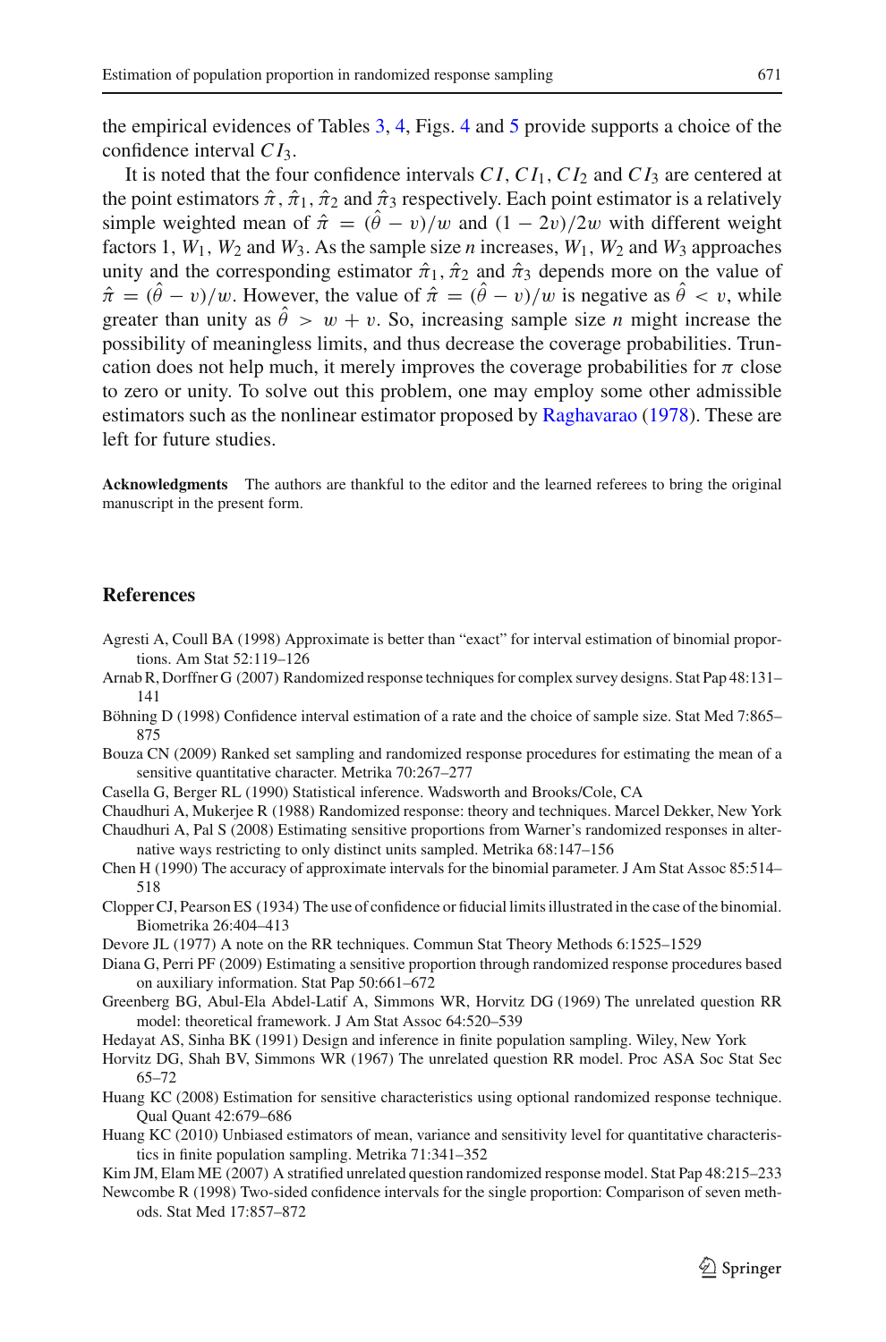the empirical evidences of Tables 3, 4, Figs. 4 and 5 provide supports a choice of the confidence interval $CI_3$.

It is noted that the four confidence intervals $CI$, $CI_1$, $CI_2$ and $CI_3$ are centered at the point estimators $\hat{\pi}$, $\hat{\pi}_1$, $\hat{\pi}_2$ and $\hat{\pi}_3$ respectively. Each point estimator is a relatively simple weighted mean of $\hat{\pi} = (\hat{\theta} - v)/w$ and $(1 - 2v)/2w$ with different weight factors 1, $W_1$, $W_2$ and $W_3$. As the sample size $n$ increases, $W_1$, $W_2$ and $W_3$ approaches unity and the corresponding estimator $\hat{\pi}_1$, $\hat{\pi}_2$ and $\hat{\pi}_3$ depends more on the value of $\hat{\pi} = (\hat{\theta} - v)/w$. However, the value of $\hat{\pi} = (\hat{\theta} - v)/w$ is negative as $\hat{\theta} < v$, while greater than unity as $\hat{\theta} > w + v$. So, increasing sample size $n$ might increase the possibility of meaningless limits, and thus decrease the coverage probabilities. Truncation does not help much, it merely improves the coverage probabilities for $\pi$ close to zero or unity. To solve out this problem, one may employ some other admissible estimators such as the nonlinear estimator proposed by Raghavarao (1978). These are left for future studies.

**Acknowledgments** The authors are thankful to the editor and the learned referees to bring the original manuscript in the present form.

## References

Agresti A, Coull BA (1998) Approximate is better than "exact" for interval estimation of binomial proportions. Am Stat 52:119–126

Arnab R, Dorffner G (2007) Randomized response techniques for complex survey designs. Stat Pap 48:131–141

Böhning D (1998) Confidence interval estimation of a rate and the choice of sample size. Stat Med 7:865–875

Bouza CN (2009) Ranked set sampling and randomized response procedures for estimating the mean of a sensitive quantitative character. Metrika 70:267–277

Casella G, Berger RL (1990) Statistical inference. Wadsworth and Brooks/Cole, CA

Chaudhuri A, Mukerjee R (1988) Randomized response: theory and techniques. Marcel Dekker, New York

Chaudhuri A, Pal S (2008) Estimating sensitive proportions from Warner's randomized responses in alternative ways restricting to only distinct units sampled. Metrika 68:147–156

Chen H (1990) The accuracy of approximate intervals for the binomial parameter. J Am Stat Assoc 85:514–518

Clopper CJ, Pearson ES (1934) The use of confidence or fiducial limits illustrated in the case of the binomial. Biometrika 26:404–413

Devore JL (1977) A note on the RR techniques. Commun Stat Theory Methods 6:1525–1529

Diana G, Perri PF (2009) Estimating a sensitive proportion through randomized response procedures based on auxiliary information. Stat Pap 50:661–672

Greenberg BG, Abul-Ela Abdel-Latif A, Simmons WR, Horvitz DG (1969) The unrelated question RR model: theoretical framework. J Am Stat Assoc 64:520–539

Hedayat AS, Sinha BK (1991) Design and inference in finite population sampling. Wiley, New York

Horvitz DG, Shah BV, Simmons WR (1967) The unrelated question RR model. Proc ASA Soc Stat Sec 65–72

Huang KC (2008) Estimation for sensitive characteristics using optional randomized response technique. Qual Quant 42:679–686

Huang KC (2010) Unbiased estimators of mean, variance and sensitivity level for quantitative characteristics in finite population sampling. Metrika 71:341–352

Kim JM, Elam ME (2007) A stratified unrelated question randomized response model. Stat Pap 48:215–233

Newcombe R (1998) Two-sided confidence intervals for the single proportion: Comparison of seven methods. Stat Med 17:857–872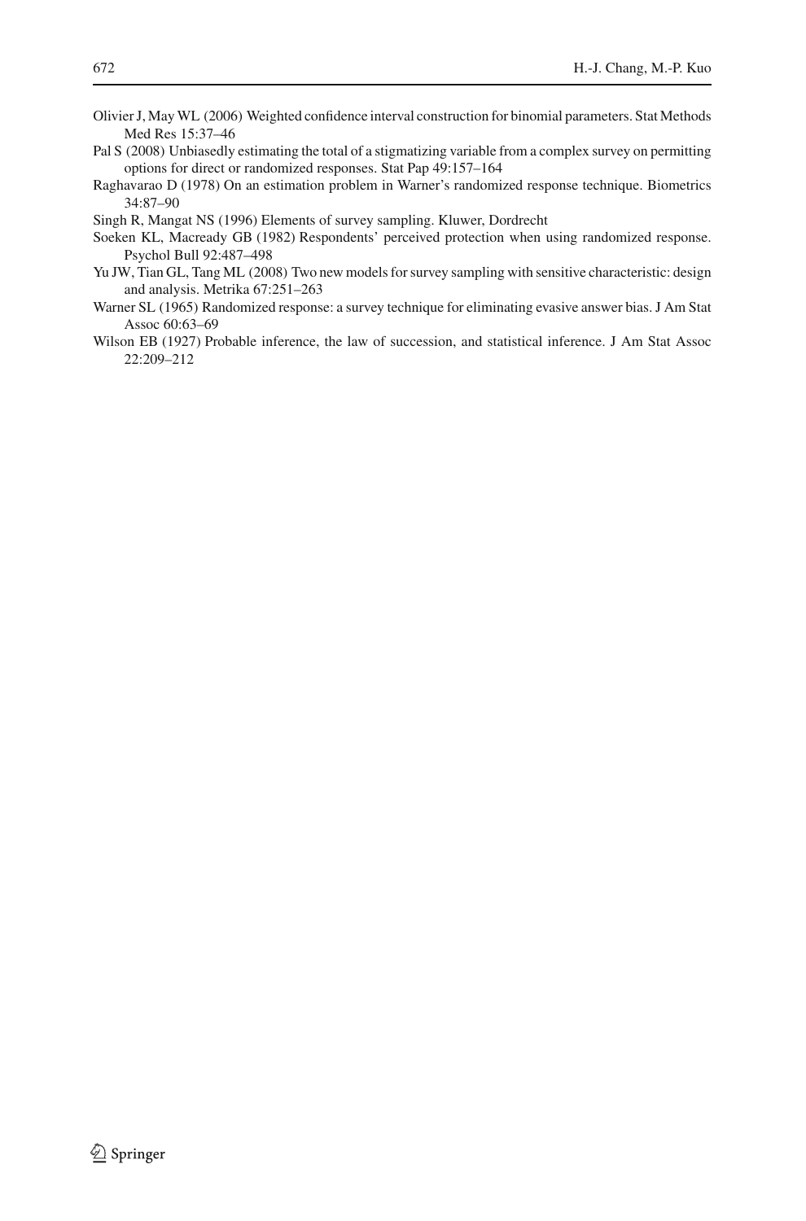Olivier J, May WL (2006) Weighted confidence interval construction for binomial parameters. Stat Methods Med Res 15:37–46

Pal S (2008) Unbiasedly estimating the total of a stigmatizing variable from a complex survey on permitting options for direct or randomized responses. Stat Pap 49:157–164

Raghavarao D (1978) On an estimation problem in Warner's randomized response technique. Biometrics 34:87–90

Singh R, Mangat NS (1996) Elements of survey sampling. Kluwer, Dordrecht

Soeken KL, Macready GB (1982) Respondents' perceived protection when using randomized response. Psychol Bull 92:487–498

Yu JW, Tian GL, Tang ML (2008) Two new models for survey sampling with sensitive characteristic: design and analysis. Metrika 67:251–263

Warner SL (1965) Randomized response: a survey technique for eliminating evasive answer bias. J Am Stat Assoc 60:63–69

Wilson EB (1927) Probable inference, the law of succession, and statistical inference. J Am Stat Assoc 22:209–212